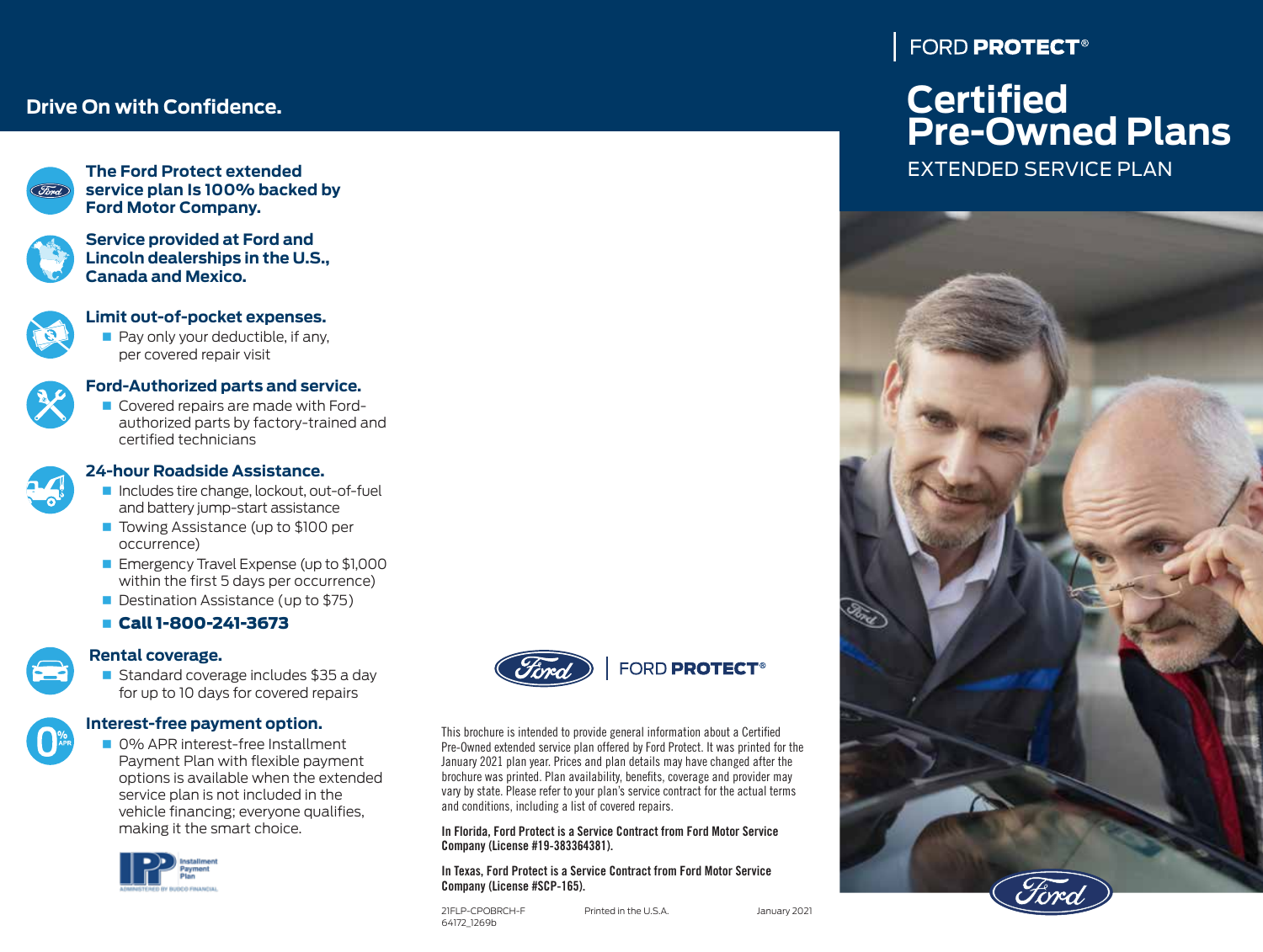# FORD PROTECT®

# Certified Pre-Owned Plans

## EXTENDED SERVICE PLAN

## Drive On with Confidence.

**The Ford Protect extended service plan Is 100% backed by Ford Motor Company.**

**Service provided at Ford and Lincoln dealerships in the U.S., Canada and Mexico.**

**Limit out-of-pocket expenses.**

- Pay only your deductible, if any, per covered repair visit

**Ford-Authorized parts and service.**

- Covered repairs are made with Ford-authorized parts by factory-trained and certified technicians

**24-hour Roadside Assistance.**

- Includes tire change, lockout, out-of-fuel and battery jump-start assistance
- Towing Assistance (up to $100 per occurrence)
- Emergency Travel Expense (up to $1,000 within the first 5 days per occurrence)
- Destination Assistance (up to $75)
- **Call 1-800-241-3673**

**Rental coverage.**

- Standard coverage includes $35 a day for up to 10 days for covered repairs

**Interest-free payment option.**

- 0% APR interest-free Installment Payment Plan with flexible payment options is available when the extended service plan is not included in the vehicle financing; everyone qualifies, making it the smart choice.

IPP Installment Payment Plan — ADMINISTERED BY BUDCO FINANCIAL

FORD PROTECT®

This brochure is intended to provide general information about a Certified Pre-Owned extended service plan offered by Ford Protect. It was printed for the January 2021 plan year. Prices and plan details may have changed after the brochure was printed. Plan availability, benefits, coverage and provider may vary by state. Please refer to your plan's service contract for the actual terms and conditions, including a list of covered repairs.

**In Florida, Ford Protect is a Service Contract from Ford Motor Service Company (License #19-383364381).**

**In Texas, Ford Protect is a Service Contract from Ford Motor Service Company (License #SCP-165).**

21FLP-CPOBRCH-F 64172_1269b    Printed in the U.S.A.    January 2021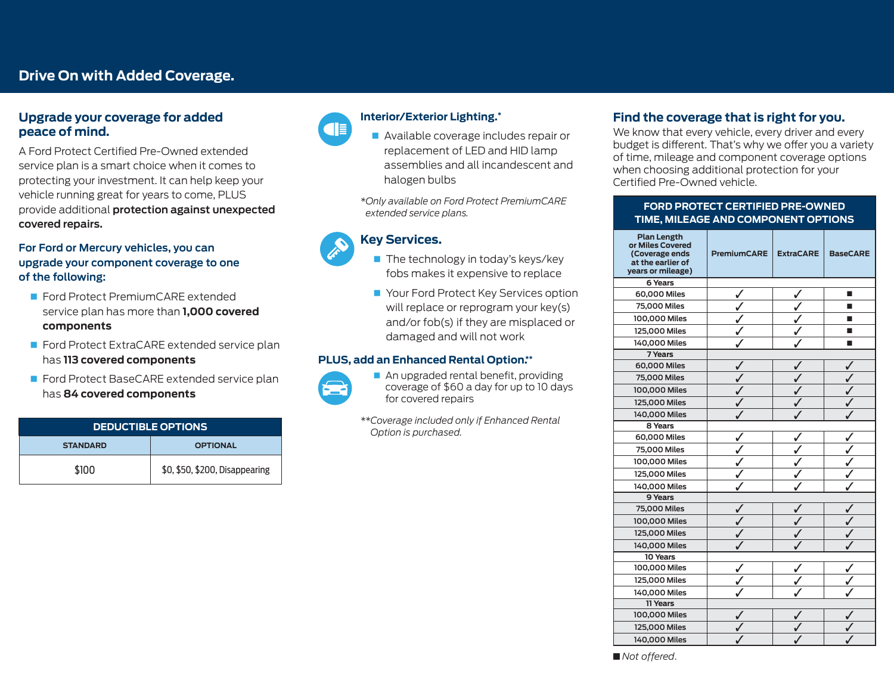## Drive On with Added Coverage.

### Upgrade your coverage for added peace of mind.

A Ford Protect Certified Pre-Owned extended service plan is a smart choice when it comes to protecting your investment. It can help keep your vehicle running great for years to come, PLUS provide additional **protection against unexpected covered repairs.**

### For Ford or Mercury vehicles, you can upgrade your component coverage to one of the following:

- Ford Protect PremiumCARE extended service plan has more than **1,000 covered components**
- Ford Protect ExtraCARE extended service plan has **113 covered components**
- Ford Protect BaseCARE extended service plan has **84 covered components**

| DEDUCTIBLE OPTIONS | |
|---|---|
| STANDARD | OPTIONAL |
| $100 | $0, $50, $200, Disappearing |

### Interior/Exterior Lighting.*

- Available coverage includes repair or replacement of LED and HID lamp assemblies and all incandescent and halogen bulbs

*Only available on Ford Protect PremiumCARE extended service plans.*

### Key Services.

- The technology in today's keys/key fobs makes it expensive to replace
- Your Ford Protect Key Services option will replace or reprogram your key(s) and/or fob(s) if they are misplaced or damaged and will not work

### PLUS, add an Enhanced Rental Option.**

- An upgraded rental benefit, providing coverage of $60 a day for up to 10 days for covered repairs

*Coverage included only if Enhanced Rental Option is purchased.*

### Find the coverage that is right for you.

We know that every vehicle, every driver and every budget is different. That's why we offer you a variety of time, mileage and component coverage options when choosing additional protection for your Certified Pre-Owned vehicle.

**FORD PROTECT CERTIFIED PRE-OWNED TIME, MILEAGE AND COMPONENT OPTIONS**

| Plan Length or Miles Covered (Coverage ends at the earlier of years or mileage) | PremiumCARE | ExtraCARE | BaseCARE |
|---|---|---|---|
| **6 Years** | | | |
| 60,000 Miles | ✓ | ✓ | ■ |
| 75,000 Miles | ✓ | ✓ | ■ |
| 100,000 Miles | ✓ | ✓ | ■ |
| 125,000 Miles | ✓ | ✓ | ■ |
| 140,000 Miles | ✓ | ✓ | ■ |
| **7 Years** | | | |
| 60,000 Miles | ✓ | ✓ | ✓ |
| 75,000 Miles | ✓ | ✓ | ✓ |
| 100,000 Miles | ✓ | ✓ | ✓ |
| 125,000 Miles | ✓ | ✓ | ✓ |
| 140,000 Miles | ✓ | ✓ | ✓ |
| **8 Years** | | | |
| 60,000 Miles | ✓ | ✓ | ✓ |
| 75,000 Miles | ✓ | ✓ | ✓ |
| 100,000 Miles | ✓ | ✓ | ✓ |
| 125,000 Miles | ✓ | ✓ | ✓ |
| 140,000 Miles | ✓ | ✓ | ✓ |
| **9 Years** | | | |
| 75,000 Miles | ✓ | ✓ | ✓ |
| 100,000 Miles | ✓ | ✓ | ✓ |
| 125,000 Miles | ✓ | ✓ | ✓ |
| 140,000 Miles | ✓ | ✓ | ✓ |
| **10 Years** | | | |
| 100,000 Miles | ✓ | ✓ | ✓ |
| 125,000 Miles | ✓ | ✓ | ✓ |
| 140,000 Miles | ✓ | ✓ | ✓ |
| **11 Years** | | | |
| 100,000 Miles | ✓ | ✓ | ✓ |
| 125,000 Miles | ✓ | ✓ | ✓ |
| 140,000 Miles | ✓ | ✓ | ✓ |

■ *Not offered.*